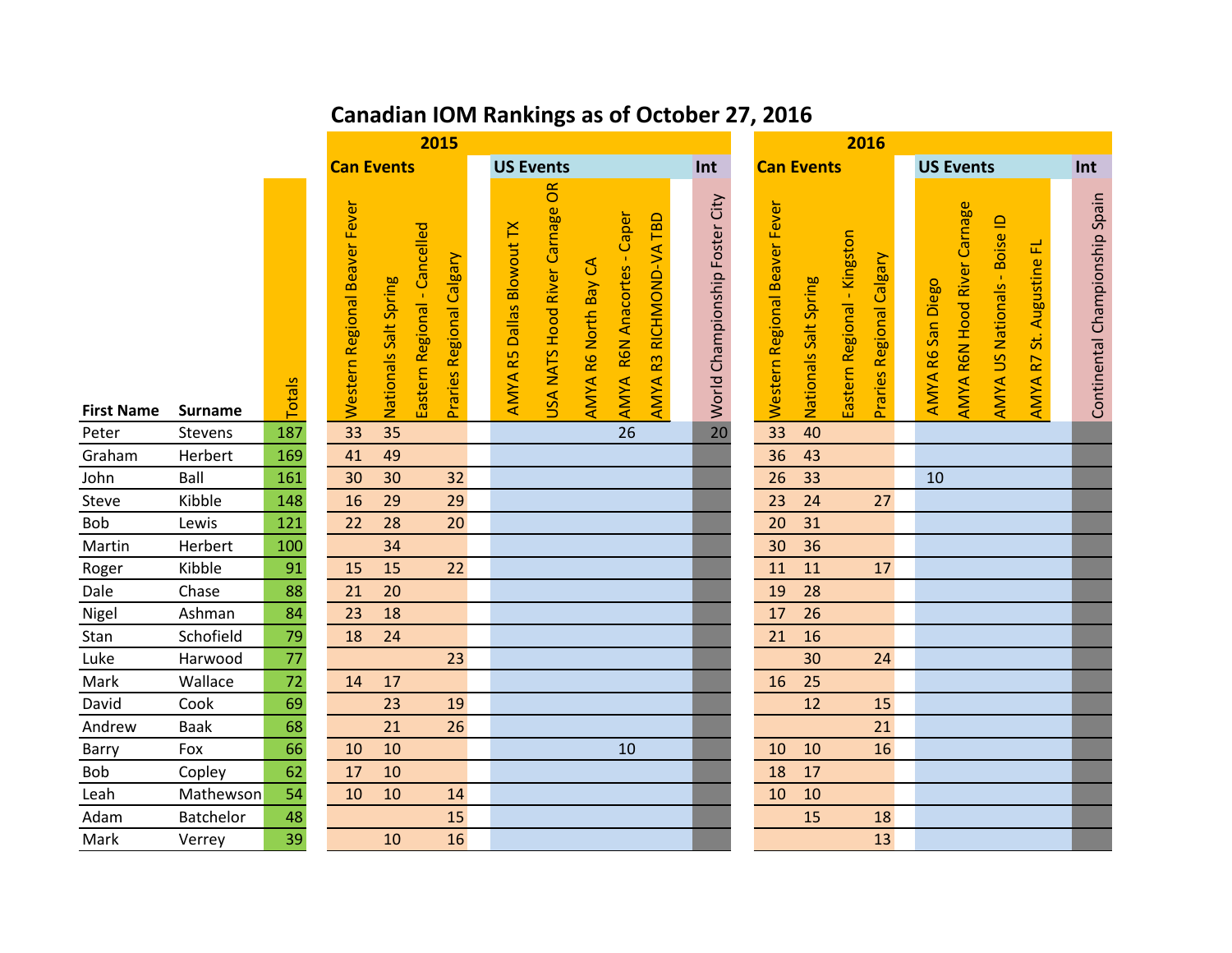# Canadian IOM Rankings as of October 27, 2016

| | | | 2015 | | | | | | | | | | | 2016 | | | | | | | | |
|---|---|---|---|---|---|---|---|---|---|---|---|---|---|---|---|---|---|---|---|---|---|---|
| | | | Can Events | | | | US Events | | | | | Int | Can Events | | | | US Events | | | | Int |
| First Name | Surname | Totals | Western Regional Beaver Fever | Nationals Salt Spring | Eastern Regional - Cancelled | Praries Regional Calgary | AMYA R5 Dallas Blowout TX | USA NATS Hood River Carnage OR | AMYA R6 North Bay CA | AMYA R6N Anacortes - Caper | AMYA R3 RICHMOND-VA TBD | World Championship Foster City | Western Regional Beaver Fever | Nationals Salt Spring | Eastern Regional - Kingston | Praries Regional Calgary | AMYA R6 San Diego | AMYA R6N Hood River Carnage | AMYA US Nationals - Boise ID | AMYA R7 St. Augustine FL | Continental Championship Spain |
| Peter | Stevens | 187 | 33 | 35 | | | | | | 26 | | 20 | 33 | 40 | | | | | | | |
| Graham | Herbert | 169 | 41 | 49 | | | | | | | | | 36 | 43 | | | | | | | |
| John | Ball | 161 | 30 | 30 | | 32 | | | | | | | 26 | 33 | | | 10 | | | | |
| Steve | Kibble | 148 | 16 | 29 | | 29 | | | | | | | 23 | 24 | | 27 | | | | | |
| Bob | Lewis | 121 | 22 | 28 | | 20 | | | | | | | 20 | 31 | | | | | | | |
| Martin | Herbert | 100 | | 34 | | | | | | | | | 30 | 36 | | | | | | | |
| Roger | Kibble | 91 | 15 | 15 | | 22 | | | | | | | 11 | 11 | | 17 | | | | | |
| Dale | Chase | 88 | 21 | 20 | | | | | | | | | 19 | 28 | | | | | | | |
| Nigel | Ashman | 84 | 23 | 18 | | | | | | | | | 17 | 26 | | | | | | | |
| Stan | Schofield | 79 | 18 | 24 | | | | | | | | | 21 | 16 | | | | | | | |
| Luke | Harwood | 77 | | | | 23 | | | | | | | | 30 | | 24 | | | | | |
| Mark | Wallace | 72 | 14 | 17 | | | | | | | | | 16 | 25 | | | | | | | |
| David | Cook | 69 | | 23 | | 19 | | | | | | | | 12 | | 15 | | | | | |
| Andrew | Baak | 68 | | 21 | | 26 | | | | | | | | | | 21 | | | | | |
| Barry | Fox | 66 | 10 | 10 | | | | | | 10 | | | 10 | 10 | | 16 | | | | | |
| Bob | Copley | 62 | 17 | 10 | | | | | | | | | 18 | 17 | | | | | | | |
| Leah | Mathewson | 54 | 10 | 10 | | 14 | | | | | | | 10 | 10 | | | | | | | |
| Adam | Batchelor | 48 | | | | 15 | | | | | | | | 15 | | 18 | | | | | |
| Mark | Verrey | 39 | | 10 | | 16 | | | | | | | | | | 13 | | | | | |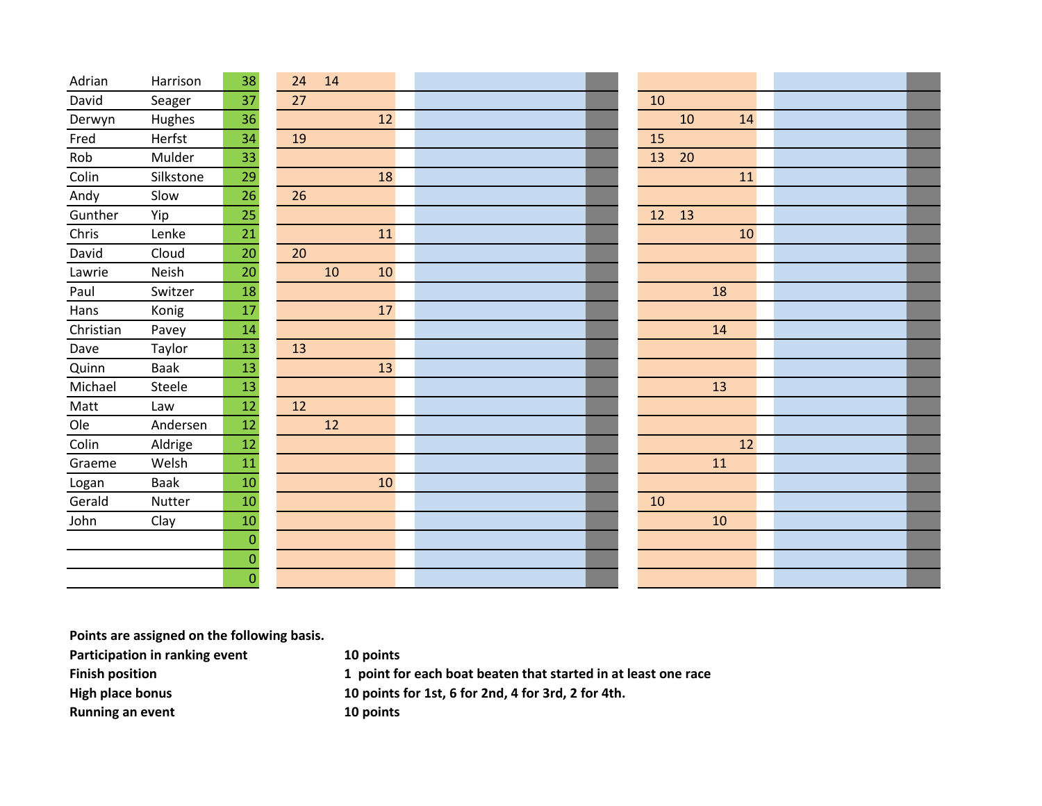| | | | | | | | | | | |
|---|---|---|---|---|---|---|---|---|---|---|
| Adrian | Harrison | 38 | 24 | 14 | | | | | | |
| David | Seager | 37 | 27 | | | | 10 | | | |
| Derwyn | Hughes | 36 | | | | 12 | | 10 | | 14 |
| Fred | Herfst | 34 | 19 | | | | 15 | | | |
| Rob | Mulder | 33 | | | | | 13 | 20 | | |
| Colin | Silkstone | 29 | | | | 18 | | | | 11 |
| Andy | Slow | 26 | 26 | | | | | | | |
| Gunther | Yip | 25 | | | | | 12 | 13 | | |
| Chris | Lenke | 21 | | | | 11 | | | | 10 |
| David | Cloud | 20 | 20 | | | | | | | |
| Lawrie | Neish | 20 | | 10 | | 10 | | | | |
| Paul | Switzer | 18 | | | | | | | 18 | |
| Hans | Konig | 17 | | | | 17 | | | | |
| Christian | Pavey | 14 | | | | | | | 14 | |
| Dave | Taylor | 13 | 13 | | | | | | | |
| Quinn | Baak | 13 | | | | 13 | | | | |
| Michael | Steele | 13 | | | | | | | 13 | |
| Matt | Law | 12 | 12 | | | | | | | |
| Ole | Andersen | 12 | | 12 | | | | | | |
| Colin | Aldrige | 12 | | | | | | | | 12 |
| Graeme | Welsh | 11 | | | | | | | 11 | |
| Logan | Baak | 10 | | | | 10 | | | | |
| Gerald | Nutter | 10 | | | | | 10 | | | |
| John | Clay | 10 | | | | | | | 10 | |
| | | 0 | | | | | | | | |
| | | 0 | | | | | | | | |
| | | 0 | | | | | | | | |

**Points are assigned on the following basis.**

| | |
|---|---|
| **Participation in ranking event** | **10 points** |
| **Finish position** | **1 point for each boat beaten that started in at least one race** |
| **High place bonus** | **10 points for 1st, 6 for 2nd, 4 for 3rd, 2 for 4th.** |
| **Running an event** | **10 points** |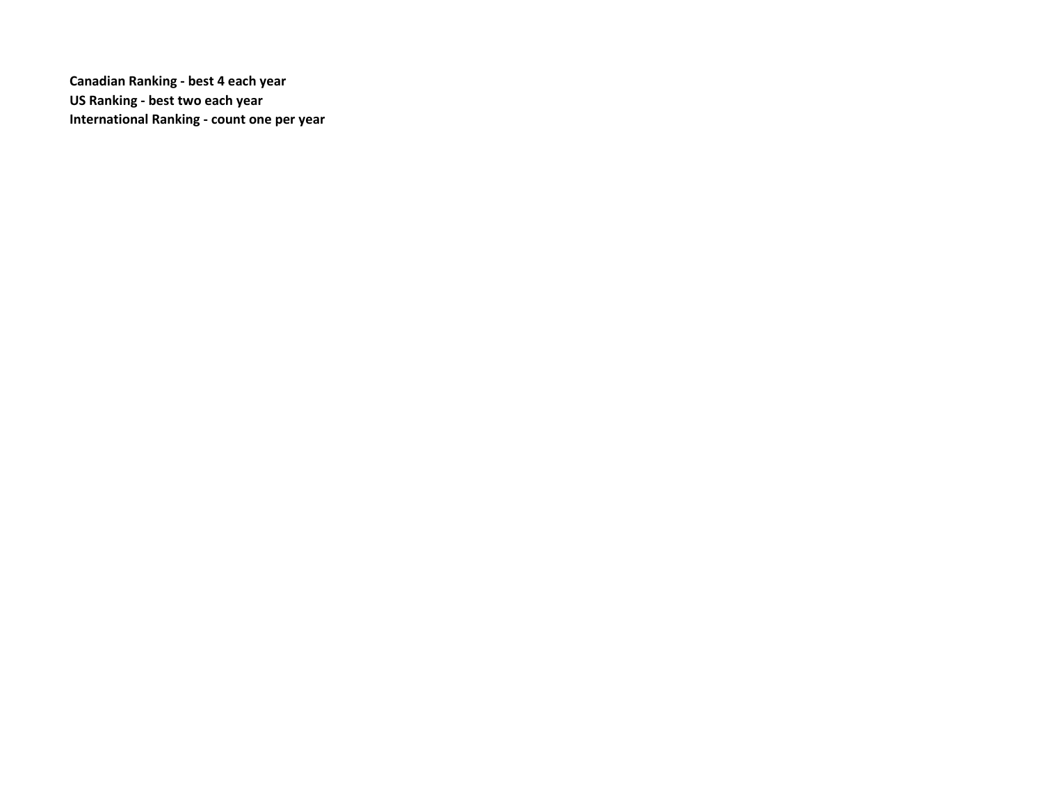**Canadian Ranking - best 4 each year**
**US Ranking - best two each year**
**International Ranking - count one per year**